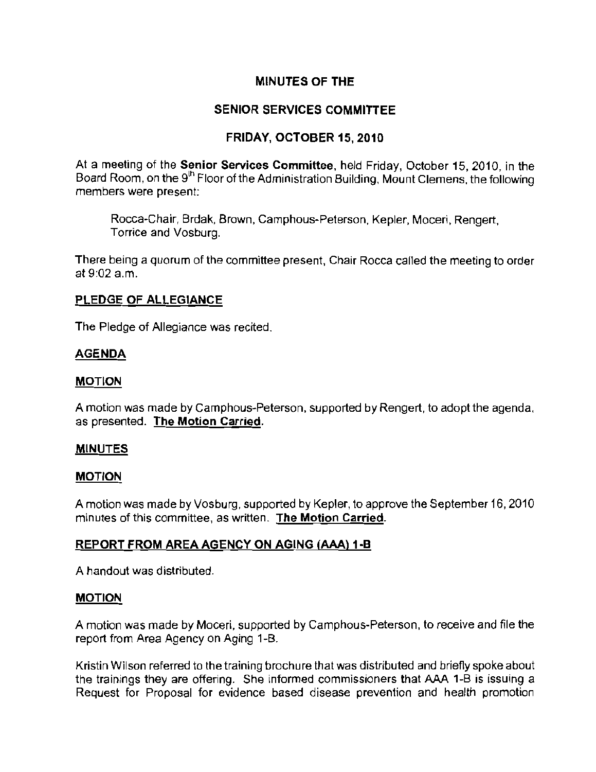# MINUTES OF THE

# SENIOR SERVICES COMMITTEE

# FRIDAY, OCTOBER 15, 2010

At a meeting of the **Senior Services Committee**, held Friday, October 15, 2010, in the Board Room, on the 9th Floor of the Administration Building, Mount Clemens, the following members were present:

> Rocca-Chair, Brdak, Brown, Camphous-Peterson, Kepler, Moceri, Rengert, Torrice and Vosburg.

There being a quorum of the committee present, Chair Rocca called the meeting to order at 9:02 a.m.

## PLEDGE OF ALLEGIANCE

The Pledge of Allegiance was recited.

## AGENDA

### MOTION

A motion was made by Camphous-Peterson, supported by Rengert, to adopt the agenda, as presented. **The Motion Carried.**

## MINUTES

### MOTION

A motion was made by Vosburg, supported by Kepler, to approve the September 16, 2010 minutes of this committee, as written. **The Motion Carried.**

## REPORT FROM AREA AGENCY ON AGING (AAA) 1-B

A handout was distributed.

### MOTION

A motion was made by Moceri, supported by Camphous-Peterson, to receive and file the report from Area Agency on Aging 1-B.

Kristin Wilson referred to the training brochure that was distributed and briefly spoke about the trainings they are offering. She informed commissioners that AAA 1-B is issuing a Request for Proposal for evidence based disease prevention and health promotion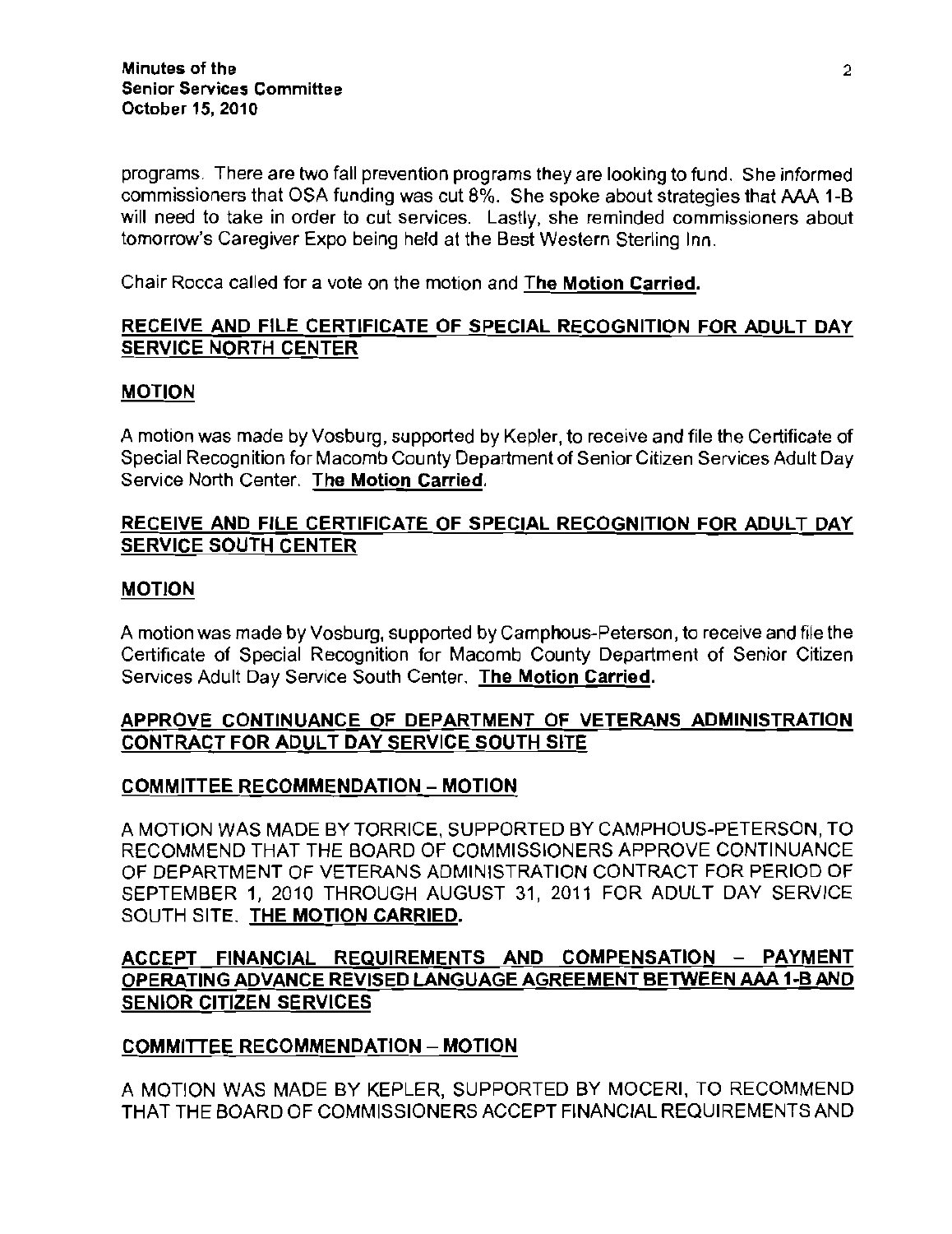programs. There are two fall prevention programs they are looking to fund. She informed commissioners that OSA funding was cut 8%. She spoke about strategies that AAA 1-B will need to take in order to cut services. Lastly, she reminded commissioners about tomorrow's Caregiver Expo being held at the Best Western Sterling Inn.

Chair Rocca called for a vote on the motion and **The Motion Carried.**

## RECEIVE AND FILE CERTIFICATE OF SPECIAL RECOGNITION FOR ADULT DAY SERVICE NORTH CENTER

### MOTION

A motion was made by Vosburg, supported by Kepler, to receive and file the Certificate of Special Recognition for Macomb County Department of Senior Citizen Services Adult Day Service North Center. **The Motion Carried.**

## RECEIVE AND FILE CERTIFICATE OF SPECIAL RECOGNITION FOR ADULT DAY SERVICE SOUTH CENTER

### MOTION

A motion was made by Vosburg, supported by Camphous-Peterson, to receive and file the Certificate of Special Recognition for Macomb County Department of Senior Citizen Services Adult Day Service South Center. **The Motion Carried.**

## APPROVE CONTINUANCE OF DEPARTMENT OF VETERANS ADMINISTRATION CONTRACT FOR ADULT DAY SERVICE SOUTH SITE

### COMMITTEE RECOMMENDATION – MOTION

A MOTION WAS MADE BY TORRICE, SUPPORTED BY CAMPHOUS-PETERSON, TO RECOMMEND THAT THE BOARD OF COMMISSIONERS APPROVE CONTINUANCE OF DEPARTMENT OF VETERANS ADMINISTRATION CONTRACT FOR PERIOD OF SEPTEMBER 1, 2010 THROUGH AUGUST 31, 2011 FOR ADULT DAY SERVICE SOUTH SITE. **THE MOTION CARRIED.**

## ACCEPT FINANCIAL REQUIREMENTS AND COMPENSATION – PAYMENT OPERATING ADVANCE REVISED LANGUAGE AGREEMENT BETWEEN AAA 1-B AND SENIOR CITIZEN SERVICES

### COMMITTEE RECOMMENDATION – MOTION

A MOTION WAS MADE BY KEPLER, SUPPORTED BY MOCERI, TO RECOMMEND THAT THE BOARD OF COMMISSIONERS ACCEPT FINANCIAL REQUIREMENTS AND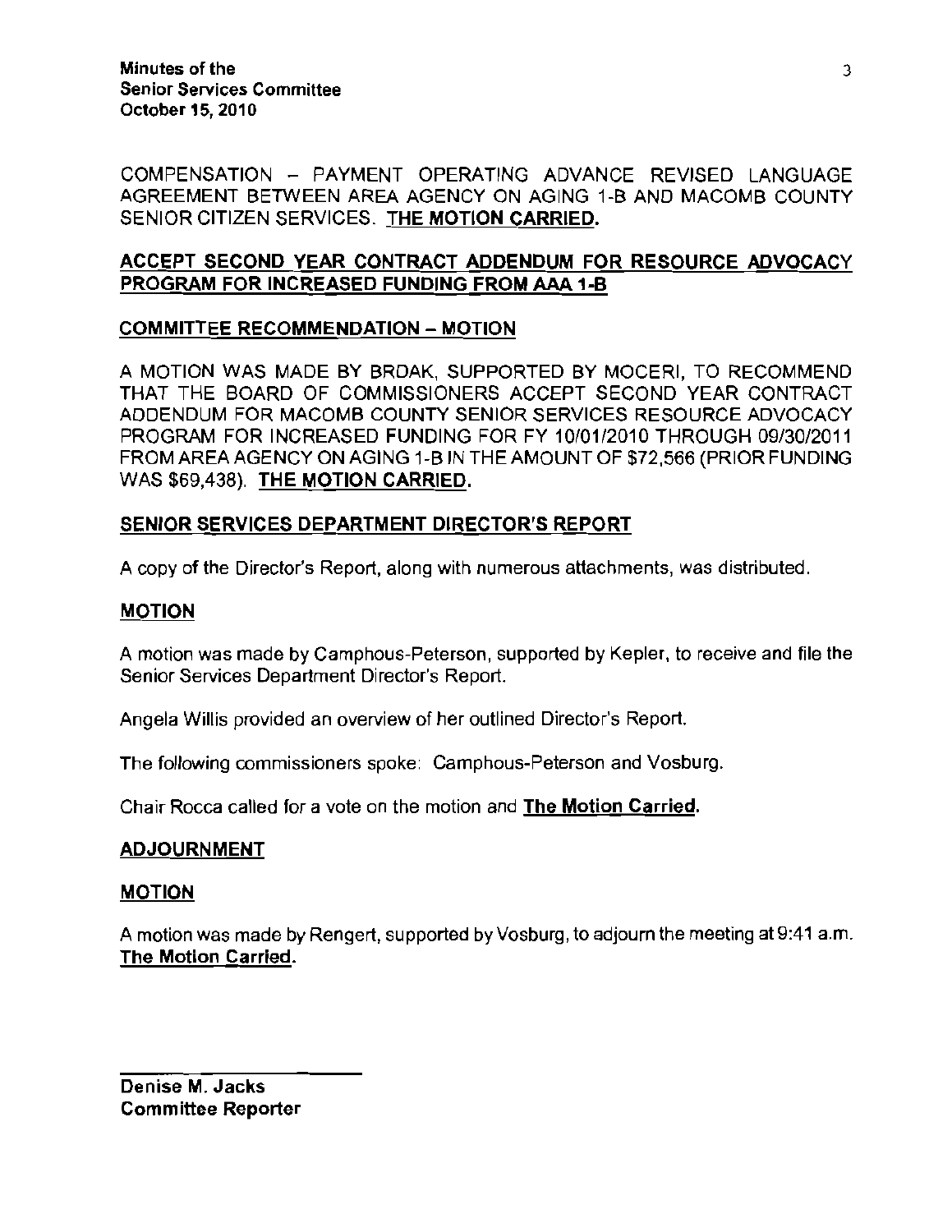COMPENSATION – PAYMENT OPERATING ADVANCE REVISED LANGUAGE AGREEMENT BETWEEN AREA AGENCY ON AGING 1-B AND MACOMB COUNTY SENIOR CITIZEN SERVICES. **THE MOTION CARRIED.**

## ACCEPT SECOND YEAR CONTRACT ADDENDUM FOR RESOURCE ADVOCACY PROGRAM FOR INCREASED FUNDING FROM AAA 1-B

### COMMITTEE RECOMMENDATION – MOTION

A MOTION WAS MADE BY BRDAK, SUPPORTED BY MOCERI, TO RECOMMEND THAT THE BOARD OF COMMISSIONERS ACCEPT SECOND YEAR CONTRACT ADDENDUM FOR MACOMB COUNTY SENIOR SERVICES RESOURCE ADVOCACY PROGRAM FOR INCREASED FUNDING FOR FY 10/01/2010 THROUGH 09/30/2011 FROM AREA AGENCY ON AGING 1-B IN THE AMOUNT OF $72,566 (PRIOR FUNDING WAS $69,438). **THE MOTION CARRIED.**

## SENIOR SERVICES DEPARTMENT DIRECTOR'S REPORT

A copy of the Director's Report, along with numerous attachments, was distributed.

### MOTION

A motion was made by Camphous-Peterson, supported by Kepler, to receive and file the Senior Services Department Director's Report.

Angela Willis provided an overview of her outlined Director's Report.

The following commissioners spoke: Camphous-Peterson and Vosburg.

Chair Rocca called for a vote on the motion and **The Motion Carried.**

## ADJOURNMENT

### MOTION

A motion was made by Rengert, supported by Vosburg, to adjourn the meeting at 9:41 a.m. **The Motion Carried.**

**Denise M. Jacks**
**Committee Reporter**